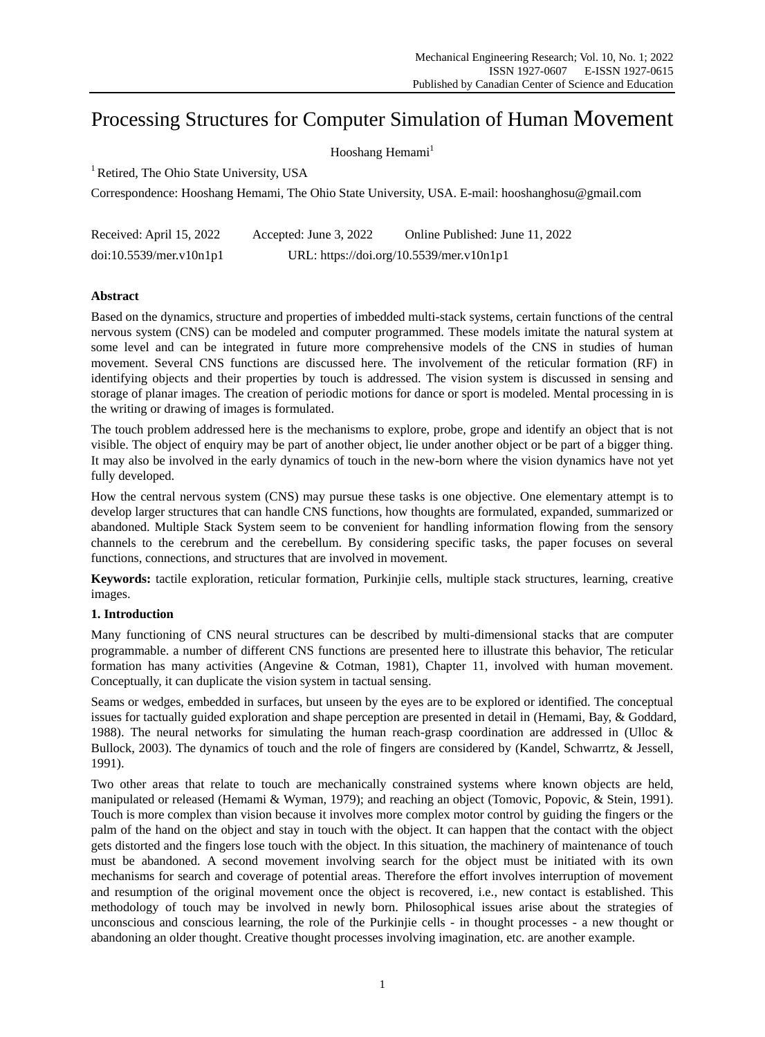# Processing Structures for Computer Simulation of Human Movement

Hooshang Hemami[1]

[1] Retired, The Ohio State University, USA

Correspondence: Hooshang Hemami, The Ohio State University, USA. E-mail: hooshanghosu@gmail.com

Received: April 15, 2022 Accepted: June 3, 2022 Online Published: June 11, 2022

doi:10.5539/mer.v10n1p1 URL: https://doi.org/10.5539/mer.v10n1p1

## Abstract

Based on the dynamics, structure and properties of imbedded multi-stack systems, certain functions of the central nervous system (CNS) can be modeled and computer programmed. These models imitate the natural system at some level and can be integrated in future more comprehensive models of the CNS in studies of human movement. Several CNS functions are discussed here. The involvement of the reticular formation (RF) in identifying objects and their properties by touch is addressed. The vision system is discussed in sensing and storage of planar images. The creation of periodic motions for dance or sport is modeled. Mental processing in is the writing or drawing of images is formulated.

The touch problem addressed here is the mechanisms to explore, probe, grope and identify an object that is not visible. The object of enquiry may be part of another object, lie under another object or be part of a bigger thing. It may also be involved in the early dynamics of touch in the new-born where the vision dynamics have not yet fully developed.

How the central nervous system (CNS) may pursue these tasks is one objective. One elementary attempt is to develop larger structures that can handle CNS functions, how thoughts are formulated, expanded, summarized or abandoned. Multiple Stack System seem to be convenient for handling information flowing from the sensory channels to the cerebrum and the cerebellum. By considering specific tasks, the paper focuses on several functions, connections, and structures that are involved in movement.

**Keywords:** tactile exploration, reticular formation, Purkinjie cells, multiple stack structures, learning, creative images.

## 1. Introduction

Many functioning of CNS neural structures can be described by multi-dimensional stacks that are computer programmable. a number of different CNS functions are presented here to illustrate this behavior, The reticular formation has many activities (Angevine & Cotman, 1981), Chapter 11, involved with human movement. Conceptually, it can duplicate the vision system in tactual sensing.

Seams or wedges, embedded in surfaces, but unseen by the eyes are to be explored or identified. The conceptual issues for tactually guided exploration and shape perception are presented in detail in (Hemami, Bay, & Goddard, 1988). The neural networks for simulating the human reach-grasp coordination are addressed in (Ulloc & Bullock, 2003). The dynamics of touch and the role of fingers are considered by (Kandel, Schwarrtz, & Jessell, 1991).

Two other areas that relate to touch are mechanically constrained systems where known objects are held, manipulated or released (Hemami & Wyman, 1979); and reaching an object (Tomovic, Popovic, & Stein, 1991). Touch is more complex than vision because it involves more complex motor control by guiding the fingers or the palm of the hand on the object and stay in touch with the object. It can happen that the contact with the object gets distorted and the fingers lose touch with the object. In this situation, the machinery of maintenance of touch must be abandoned. A second movement involving search for the object must be initiated with its own mechanisms for search and coverage of potential areas. Therefore the effort involves interruption of movement and resumption of the original movement once the object is recovered, i.e., new contact is established. This methodology of touch may be involved in newly born. Philosophical issues arise about the strategies of unconscious and conscious learning, the role of the Purkinjie cells - in thought processes - a new thought or abandoning an older thought. Creative thought processes involving imagination, etc. are another example.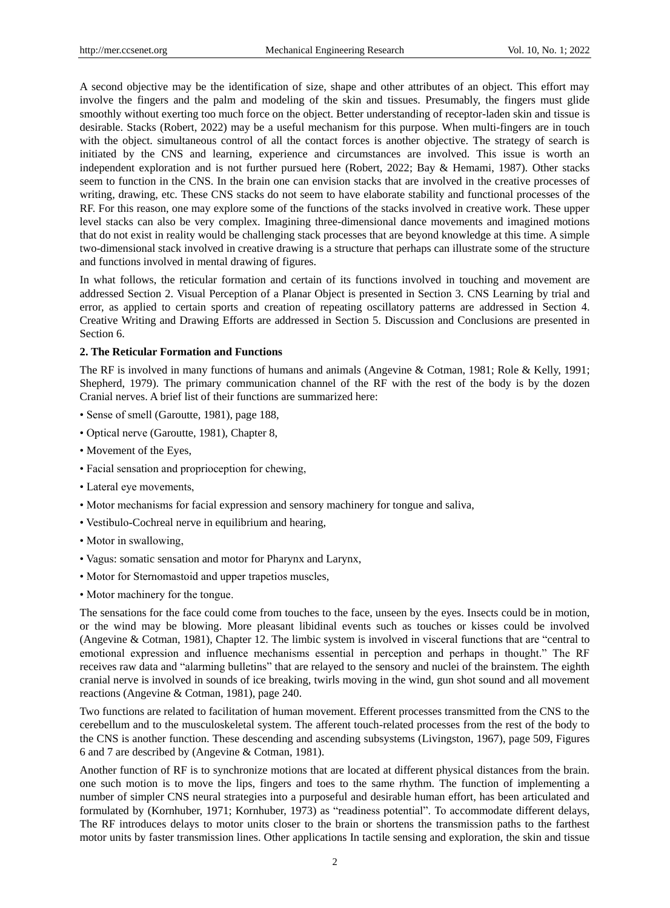A second objective may be the identification of size, shape and other attributes of an object. This effort may involve the fingers and the palm and modeling of the skin and tissues. Presumably, the fingers must glide smoothly without exerting too much force on the object. Better understanding of receptor-laden skin and tissue is desirable. Stacks (Robert, 2022) may be a useful mechanism for this purpose. When multi-fingers are in touch with the object. simultaneous control of all the contact forces is another objective. The strategy of search is initiated by the CNS and learning, experience and circumstances are involved. This issue is worth an independent exploration and is not further pursued here (Robert, 2022; Bay & Hemami, 1987). Other stacks seem to function in the CNS. In the brain one can envision stacks that are involved in the creative processes of writing, drawing, etc. These CNS stacks do not seem to have elaborate stability and functional processes of the RF. For this reason, one may explore some of the functions of the stacks involved in creative work. These upper level stacks can also be very complex. Imagining three-dimensional dance movements and imagined motions that do not exist in reality would be challenging stack processes that are beyond knowledge at this time. A simple two-dimensional stack involved in creative drawing is a structure that perhaps can illustrate some of the structure and functions involved in mental drawing of figures.

In what follows, the reticular formation and certain of its functions involved in touching and movement are addressed Section 2. Visual Perception of a Planar Object is presented in Section 3. CNS Learning by trial and error, as applied to certain sports and creation of repeating oscillatory patterns are addressed in Section 4. Creative Writing and Drawing Efforts are addressed in Section 5. Discussion and Conclusions are presented in Section 6.

## 2. The Reticular Formation and Functions

The RF is involved in many functions of humans and animals (Angevine & Cotman, 1981; Role & Kelly, 1991; Shepherd, 1979). The primary communication channel of the RF with the rest of the body is by the dozen Cranial nerves. A brief list of their functions are summarized here:

- Sense of smell (Garoutte, 1981), page 188,
- Optical nerve (Garoutte, 1981), Chapter 8,
- Movement of the Eyes,
- Facial sensation and proprioception for chewing,
- Lateral eye movements,
- Motor mechanisms for facial expression and sensory machinery for tongue and saliva,
- Vestibulo-Cochreal nerve in equilibrium and hearing,
- Motor in swallowing,
- Vagus: somatic sensation and motor for Pharynx and Larynx,
- Motor for Sternomastoid and upper trapetios muscles,
- Motor machinery for the tongue.

The sensations for the face could come from touches to the face, unseen by the eyes. Insects could be in motion, or the wind may be blowing. More pleasant libidinal events such as touches or kisses could be involved (Angevine & Cotman, 1981), Chapter 12. The limbic system is involved in visceral functions that are "central to emotional expression and influence mechanisms essential in perception and perhaps in thought." The RF receives raw data and "alarming bulletins" that are relayed to the sensory and nuclei of the brainstem. The eighth cranial nerve is involved in sounds of ice breaking, twirls moving in the wind, gun shot sound and all movement reactions (Angevine & Cotman, 1981), page 240.

Two functions are related to facilitation of human movement. Efferent processes transmitted from the CNS to the cerebellum and to the musculoskeletal system. The afferent touch-related processes from the rest of the body to the CNS is another function. These descending and ascending subsystems (Livingston, 1967), page 509, Figures 6 and 7 are described by (Angevine & Cotman, 1981).

Another function of RF is to synchronize motions that are located at different physical distances from the brain. one such motion is to move the lips, fingers and toes to the same rhythm. The function of implementing a number of simpler CNS neural strategies into a purposeful and desirable human effort, has been articulated and formulated by (Kornhuber, 1971; Kornhuber, 1973) as "readiness potential". To accommodate different delays, The RF introduces delays to motor units closer to the brain or shortens the transmission paths to the farthest motor units by faster transmission lines. Other applications In tactile sensing and exploration, the skin and tissue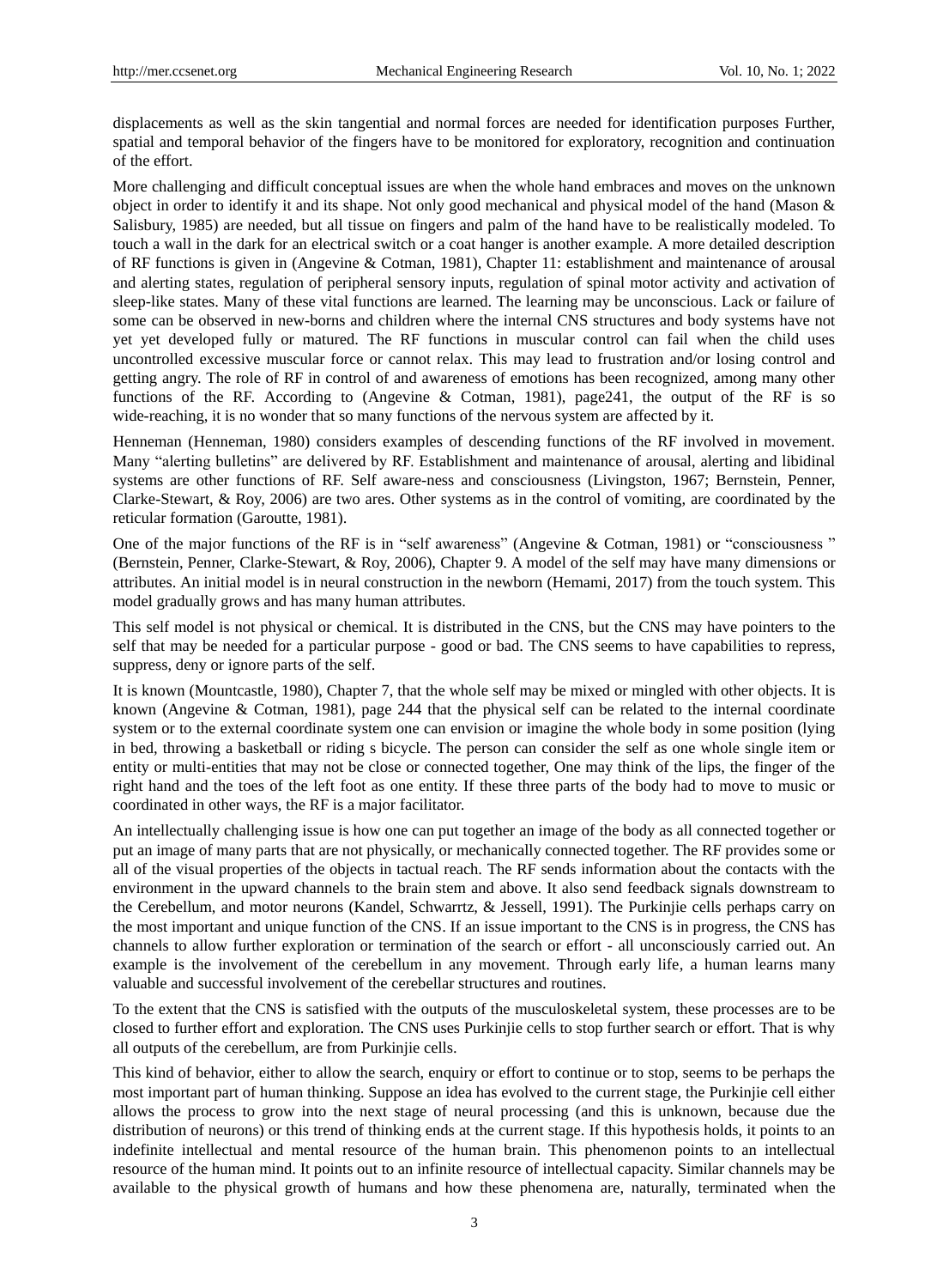displacements as well as the skin tangential and normal forces are needed for identification purposes Further, spatial and temporal behavior of the fingers have to be monitored for exploratory, recognition and continuation of the effort.

More challenging and difficult conceptual issues are when the whole hand embraces and moves on the unknown object in order to identify it and its shape. Not only good mechanical and physical model of the hand (Mason & Salisbury, 1985) are needed, but all tissue on fingers and palm of the hand have to be realistically modeled. To touch a wall in the dark for an electrical switch or a coat hanger is another example. A more detailed description of RF functions is given in (Angevine & Cotman, 1981), Chapter 11: establishment and maintenance of arousal and alerting states, regulation of peripheral sensory inputs, regulation of spinal motor activity and activation of sleep-like states. Many of these vital functions are learned. The learning may be unconscious. Lack or failure of some can be observed in new-borns and children where the internal CNS structures and body systems have not yet yet developed fully or matured. The RF functions in muscular control can fail when the child uses uncontrolled excessive muscular force or cannot relax. This may lead to frustration and/or losing control and getting angry. The role of RF in control of and awareness of emotions has been recognized, among many other functions of the RF. According to (Angevine & Cotman, 1981), page241, the output of the RF is so wide-reaching, it is no wonder that so many functions of the nervous system are affected by it.

Henneman (Henneman, 1980) considers examples of descending functions of the RF involved in movement. Many "alerting bulletins" are delivered by RF. Establishment and maintenance of arousal, alerting and libidinal systems are other functions of RF. Self aware-ness and consciousness (Livingston, 1967; Bernstein, Penner, Clarke-Stewart, & Roy, 2006) are two ares. Other systems as in the control of vomiting, are coordinated by the reticular formation (Garoutte, 1981).

One of the major functions of the RF is in "self awareness" (Angevine & Cotman, 1981) or "consciousness " (Bernstein, Penner, Clarke-Stewart, & Roy, 2006), Chapter 9. A model of the self may have many dimensions or attributes. An initial model is in neural construction in the newborn (Hemami, 2017) from the touch system. This model gradually grows and has many human attributes.

This self model is not physical or chemical. It is distributed in the CNS, but the CNS may have pointers to the self that may be needed for a particular purpose - good or bad. The CNS seems to have capabilities to repress, suppress, deny or ignore parts of the self.

It is known (Mountcastle, 1980), Chapter 7, that the whole self may be mixed or mingled with other objects. It is known (Angevine & Cotman, 1981), page 244 that the physical self can be related to the internal coordinate system or to the external coordinate system one can envision or imagine the whole body in some position (lying in bed, throwing a basketball or riding s bicycle. The person can consider the self as one whole single item or entity or multi-entities that may not be close or connected together, One may think of the lips, the finger of the right hand and the toes of the left foot as one entity. If these three parts of the body had to move to music or coordinated in other ways, the RF is a major facilitator.

An intellectually challenging issue is how one can put together an image of the body as all connected together or put an image of many parts that are not physically, or mechanically connected together. The RF provides some or all of the visual properties of the objects in tactual reach. The RF sends information about the contacts with the environment in the upward channels to the brain stem and above. It also send feedback signals downstream to the Cerebellum, and motor neurons (Kandel, Schwarrtz, & Jessell, 1991). The Purkinjie cells perhaps carry on the most important and unique function of the CNS. If an issue important to the CNS is in progress, the CNS has channels to allow further exploration or termination of the search or effort - all unconsciously carried out. An example is the involvement of the cerebellum in any movement. Through early life, a human learns many valuable and successful involvement of the cerebellar structures and routines.

To the extent that the CNS is satisfied with the outputs of the musculoskeletal system, these processes are to be closed to further effort and exploration. The CNS uses Purkinjie cells to stop further search or effort. That is why all outputs of the cerebellum, are from Purkinjie cells.

This kind of behavior, either to allow the search, enquiry or effort to continue or to stop, seems to be perhaps the most important part of human thinking. Suppose an idea has evolved to the current stage, the Purkinjie cell either allows the process to grow into the next stage of neural processing (and this is unknown, because due the distribution of neurons) or this trend of thinking ends at the current stage. If this hypothesis holds, it points to an indefinite intellectual and mental resource of the human brain. This phenomenon points to an intellectual resource of the human mind. It points out to an infinite resource of intellectual capacity. Similar channels may be available to the physical growth of humans and how these phenomena are, naturally, terminated when the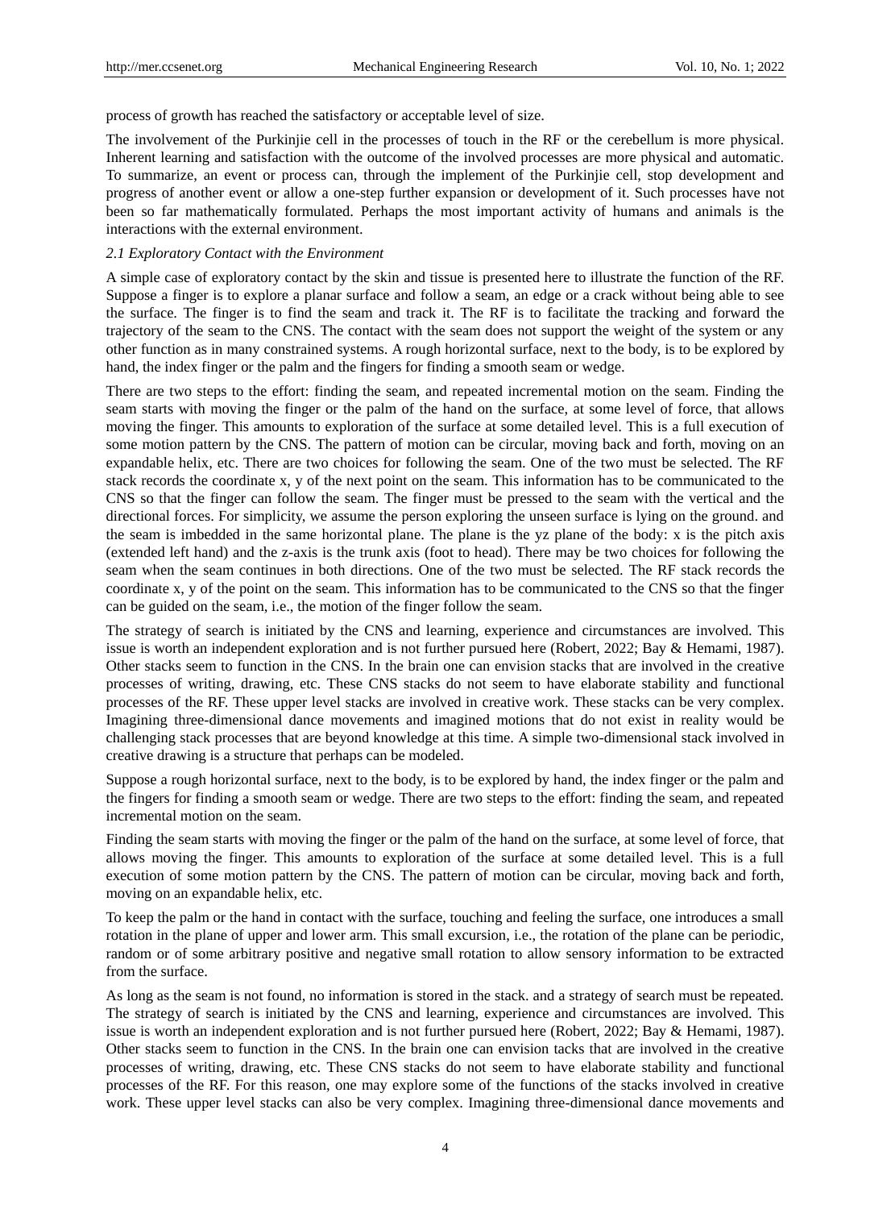process of growth has reached the satisfactory or acceptable level of size.

The involvement of the Purkinjie cell in the processes of touch in the RF or the cerebellum is more physical. Inherent learning and satisfaction with the outcome of the involved processes are more physical and automatic. To summarize, an event or process can, through the implement of the Purkinjie cell, stop development and progress of another event or allow a one-step further expansion or development of it. Such processes have not been so far mathematically formulated. Perhaps the most important activity of humans and animals is the interactions with the external environment.

### *2.1 Exploratory Contact with the Environment*

A simple case of exploratory contact by the skin and tissue is presented here to illustrate the function of the RF. Suppose a finger is to explore a planar surface and follow a seam, an edge or a crack without being able to see the surface. The finger is to find the seam and track it. The RF is to facilitate the tracking and forward the trajectory of the seam to the CNS. The contact with the seam does not support the weight of the system or any other function as in many constrained systems. A rough horizontal surface, next to the body, is to be explored by hand, the index finger or the palm and the fingers for finding a smooth seam or wedge.

There are two steps to the effort: finding the seam, and repeated incremental motion on the seam. Finding the seam starts with moving the finger or the palm of the hand on the surface, at some level of force, that allows moving the finger. This amounts to exploration of the surface at some detailed level. This is a full execution of some motion pattern by the CNS. The pattern of motion can be circular, moving back and forth, moving on an expandable helix, etc. There are two choices for following the seam. One of the two must be selected. The RF stack records the coordinate x, y of the next point on the seam. This information has to be communicated to the CNS so that the finger can follow the seam. The finger must be pressed to the seam with the vertical and the directional forces. For simplicity, we assume the person exploring the unseen surface is lying on the ground. and the seam is imbedded in the same horizontal plane. The plane is the yz plane of the body: x is the pitch axis (extended left hand) and the z-axis is the trunk axis (foot to head). There may be two choices for following the seam when the seam continues in both directions. One of the two must be selected. The RF stack records the coordinate x, y of the point on the seam. This information has to be communicated to the CNS so that the finger can be guided on the seam, i.e., the motion of the finger follow the seam.

The strategy of search is initiated by the CNS and learning, experience and circumstances are involved. This issue is worth an independent exploration and is not further pursued here (Robert, 2022; Bay & Hemami, 1987). Other stacks seem to function in the CNS. In the brain one can envision stacks that are involved in the creative processes of writing, drawing, etc. These CNS stacks do not seem to have elaborate stability and functional processes of the RF. These upper level stacks are involved in creative work. These stacks can be very complex. Imagining three-dimensional dance movements and imagined motions that do not exist in reality would be challenging stack processes that are beyond knowledge at this time. A simple two-dimensional stack involved in creative drawing is a structure that perhaps can be modeled.

Suppose a rough horizontal surface, next to the body, is to be explored by hand, the index finger or the palm and the fingers for finding a smooth seam or wedge. There are two steps to the effort: finding the seam, and repeated incremental motion on the seam.

Finding the seam starts with moving the finger or the palm of the hand on the surface, at some level of force, that allows moving the finger. This amounts to exploration of the surface at some detailed level. This is a full execution of some motion pattern by the CNS. The pattern of motion can be circular, moving back and forth, moving on an expandable helix, etc.

To keep the palm or the hand in contact with the surface, touching and feeling the surface, one introduces a small rotation in the plane of upper and lower arm. This small excursion, i.e., the rotation of the plane can be periodic, random or of some arbitrary positive and negative small rotation to allow sensory information to be extracted from the surface.

As long as the seam is not found, no information is stored in the stack. and a strategy of search must be repeated. The strategy of search is initiated by the CNS and learning, experience and circumstances are involved. This issue is worth an independent exploration and is not further pursued here (Robert, 2022; Bay & Hemami, 1987). Other stacks seem to function in the CNS. In the brain one can envision tacks that are involved in the creative processes of writing, drawing, etc. These CNS stacks do not seem to have elaborate stability and functional processes of the RF. For this reason, one may explore some of the functions of the stacks involved in creative work. These upper level stacks can also be very complex. Imagining three-dimensional dance movements and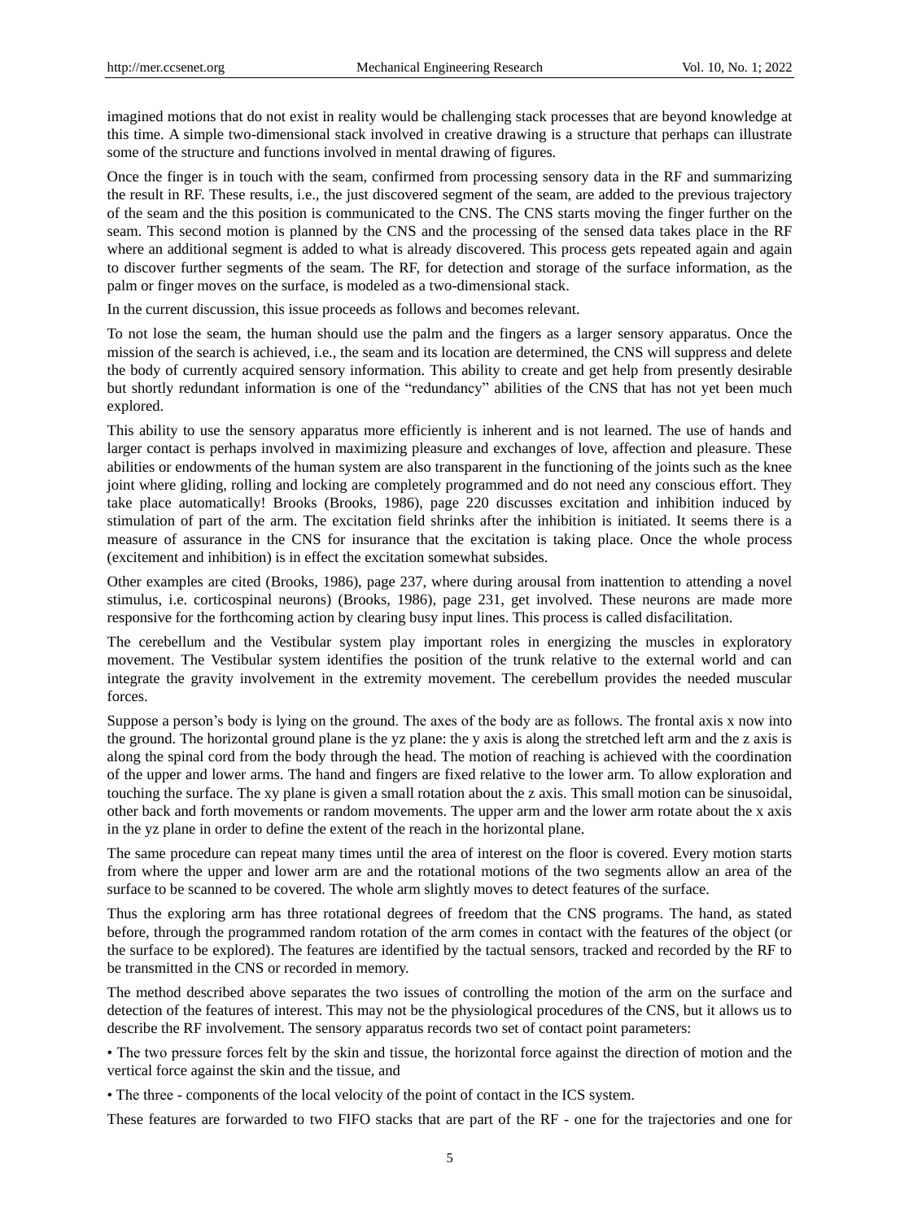imagined motions that do not exist in reality would be challenging stack processes that are beyond knowledge at this time. A simple two-dimensional stack involved in creative drawing is a structure that perhaps can illustrate some of the structure and functions involved in mental drawing of figures.

Once the finger is in touch with the seam, confirmed from processing sensory data in the RF and summarizing the result in RF. These results, i.e., the just discovered segment of the seam, are added to the previous trajectory of the seam and the this position is communicated to the CNS. The CNS starts moving the finger further on the seam. This second motion is planned by the CNS and the processing of the sensed data takes place in the RF where an additional segment is added to what is already discovered. This process gets repeated again and again to discover further segments of the seam. The RF, for detection and storage of the surface information, as the palm or finger moves on the surface, is modeled as a two-dimensional stack.

In the current discussion, this issue proceeds as follows and becomes relevant.

To not lose the seam, the human should use the palm and the fingers as a larger sensory apparatus. Once the mission of the search is achieved, i.e., the seam and its location are determined, the CNS will suppress and delete the body of currently acquired sensory information. This ability to create and get help from presently desirable but shortly redundant information is one of the "redundancy" abilities of the CNS that has not yet been much explored.

This ability to use the sensory apparatus more efficiently is inherent and is not learned. The use of hands and larger contact is perhaps involved in maximizing pleasure and exchanges of love, affection and pleasure. These abilities or endowments of the human system are also transparent in the functioning of the joints such as the knee joint where gliding, rolling and locking are completely programmed and do not need any conscious effort. They take place automatically! Brooks (Brooks, 1986), page 220 discusses excitation and inhibition induced by stimulation of part of the arm. The excitation field shrinks after the inhibition is initiated. It seems there is a measure of assurance in the CNS for insurance that the excitation is taking place. Once the whole process (excitement and inhibition) is in effect the excitation somewhat subsides.

Other examples are cited (Brooks, 1986), page 237, where during arousal from inattention to attending a novel stimulus, i.e. corticospinal neurons) (Brooks, 1986), page 231, get involved. These neurons are made more responsive for the forthcoming action by clearing busy input lines. This process is called disfacilitation.

The cerebellum and the Vestibular system play important roles in energizing the muscles in exploratory movement. The Vestibular system identifies the position of the trunk relative to the external world and can integrate the gravity involvement in the extremity movement. The cerebellum provides the needed muscular forces.

Suppose a person's body is lying on the ground. The axes of the body are as follows. The frontal axis x now into the ground. The horizontal ground plane is the yz plane: the y axis is along the stretched left arm and the z axis is along the spinal cord from the body through the head. The motion of reaching is achieved with the coordination of the upper and lower arms. The hand and fingers are fixed relative to the lower arm. To allow exploration and touching the surface. The xy plane is given a small rotation about the z axis. This small motion can be sinusoidal, other back and forth movements or random movements. The upper arm and the lower arm rotate about the x axis in the yz plane in order to define the extent of the reach in the horizontal plane.

The same procedure can repeat many times until the area of interest on the floor is covered. Every motion starts from where the upper and lower arm are and the rotational motions of the two segments allow an area of the surface to be scanned to be covered. The whole arm slightly moves to detect features of the surface.

Thus the exploring arm has three rotational degrees of freedom that the CNS programs. The hand, as stated before, through the programmed random rotation of the arm comes in contact with the features of the object (or the surface to be explored). The features are identified by the tactual sensors, tracked and recorded by the RF to be transmitted in the CNS or recorded in memory.

The method described above separates the two issues of controlling the motion of the arm on the surface and detection of the features of interest. This may not be the physiological procedures of the CNS, but it allows us to describe the RF involvement. The sensory apparatus records two set of contact point parameters:

- The two pressure forces felt by the skin and tissue, the horizontal force against the direction of motion and the vertical force against the skin and the tissue, and
- The three - components of the local velocity of the point of contact in the ICS system.

These features are forwarded to two FIFO stacks that are part of the RF - one for the trajectories and one for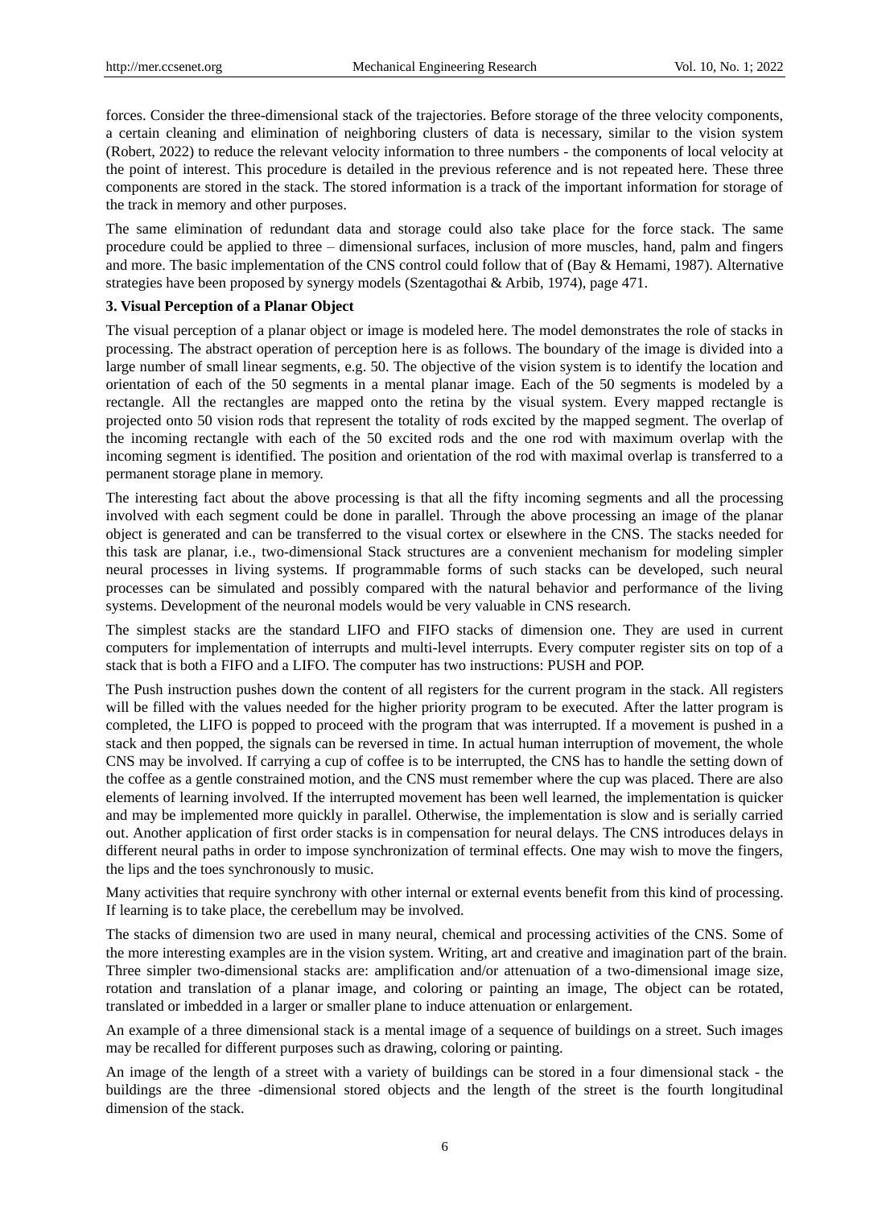forces. Consider the three-dimensional stack of the trajectories. Before storage of the three velocity components, a certain cleaning and elimination of neighboring clusters of data is necessary, similar to the vision system (Robert, 2022) to reduce the relevant velocity information to three numbers - the components of local velocity at the point of interest. This procedure is detailed in the previous reference and is not repeated here. These three components are stored in the stack. The stored information is a track of the important information for storage of the track in memory and other purposes.

The same elimination of redundant data and storage could also take place for the force stack. The same procedure could be applied to three – dimensional surfaces, inclusion of more muscles, hand, palm and fingers and more. The basic implementation of the CNS control could follow that of (Bay & Hemami, 1987). Alternative strategies have been proposed by synergy models (Szentagothai & Arbib, 1974), page 471.

### 3. Visual Perception of a Planar Object

The visual perception of a planar object or image is modeled here. The model demonstrates the role of stacks in processing. The abstract operation of perception here is as follows. The boundary of the image is divided into a large number of small linear segments, e.g. 50. The objective of the vision system is to identify the location and orientation of each of the 50 segments in a mental planar image. Each of the 50 segments is modeled by a rectangle. All the rectangles are mapped onto the retina by the visual system. Every mapped rectangle is projected onto 50 vision rods that represent the totality of rods excited by the mapped segment. The overlap of the incoming rectangle with each of the 50 excited rods and the one rod with maximum overlap with the incoming segment is identified. The position and orientation of the rod with maximal overlap is transferred to a permanent storage plane in memory.

The interesting fact about the above processing is that all the fifty incoming segments and all the processing involved with each segment could be done in parallel. Through the above processing an image of the planar object is generated and can be transferred to the visual cortex or elsewhere in the CNS. The stacks needed for this task are planar, i.e., two-dimensional Stack structures are a convenient mechanism for modeling simpler neural processes in living systems. If programmable forms of such stacks can be developed, such neural processes can be simulated and possibly compared with the natural behavior and performance of the living systems. Development of the neuronal models would be very valuable in CNS research.

The simplest stacks are the standard LIFO and FIFO stacks of dimension one. They are used in current computers for implementation of interrupts and multi-level interrupts. Every computer register sits on top of a stack that is both a FIFO and a LIFO. The computer has two instructions: PUSH and POP.

The Push instruction pushes down the content of all registers for the current program in the stack. All registers will be filled with the values needed for the higher priority program to be executed. After the latter program is completed, the LIFO is popped to proceed with the program that was interrupted. If a movement is pushed in a stack and then popped, the signals can be reversed in time. In actual human interruption of movement, the whole CNS may be involved. If carrying a cup of coffee is to be interrupted, the CNS has to handle the setting down of the coffee as a gentle constrained motion, and the CNS must remember where the cup was placed. There are also elements of learning involved. If the interrupted movement has been well learned, the implementation is quicker and may be implemented more quickly in parallel. Otherwise, the implementation is slow and is serially carried out. Another application of first order stacks is in compensation for neural delays. The CNS introduces delays in different neural paths in order to impose synchronization of terminal effects. One may wish to move the fingers, the lips and the toes synchronously to music.

Many activities that require synchrony with other internal or external events benefit from this kind of processing. If learning is to take place, the cerebellum may be involved.

The stacks of dimension two are used in many neural, chemical and processing activities of the CNS. Some of the more interesting examples are in the vision system. Writing, art and creative and imagination part of the brain. Three simpler two-dimensional stacks are: amplification and/or attenuation of a two-dimensional image size, rotation and translation of a planar image, and coloring or painting an image, The object can be rotated, translated or imbedded in a larger or smaller plane to induce attenuation or enlargement.

An example of a three dimensional stack is a mental image of a sequence of buildings on a street. Such images may be recalled for different purposes such as drawing, coloring or painting.

An image of the length of a street with a variety of buildings can be stored in a four dimensional stack - the buildings are the three -dimensional stored objects and the length of the street is the fourth longitudinal dimension of the stack.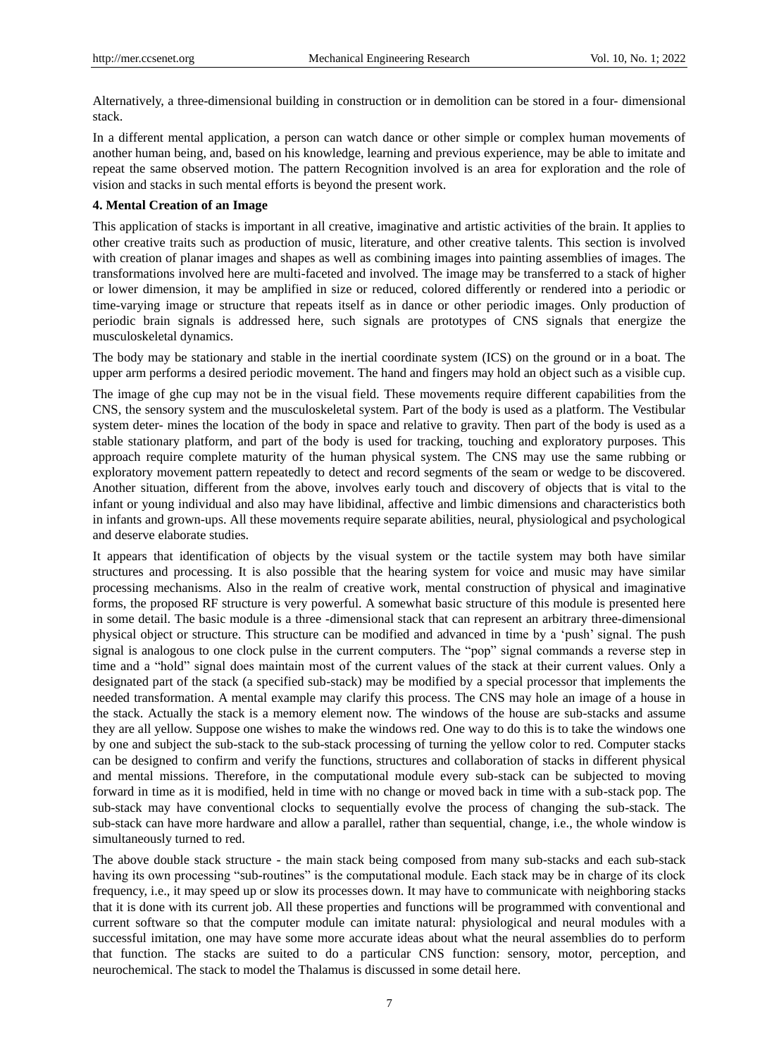Alternatively, a three-dimensional building in construction or in demolition can be stored in a four- dimensional stack.

In a different mental application, a person can watch dance or other simple or complex human movements of another human being, and, based on his knowledge, learning and previous experience, may be able to imitate and repeat the same observed motion. The pattern Recognition involved is an area for exploration and the role of vision and stacks in such mental efforts is beyond the present work.

### 4. Mental Creation of an Image

This application of stacks is important in all creative, imaginative and artistic activities of the brain. It applies to other creative traits such as production of music, literature, and other creative talents. This section is involved with creation of planar images and shapes as well as combining images into painting assemblies of images. The transformations involved here are multi-faceted and involved. The image may be transferred to a stack of higher or lower dimension, it may be amplified in size or reduced, colored differently or rendered into a periodic or time-varying image or structure that repeats itself as in dance or other periodic images. Only production of periodic brain signals is addressed here, such signals are prototypes of CNS signals that energize the musculoskeletal dynamics.

The body may be stationary and stable in the inertial coordinate system (ICS) on the ground or in a boat. The upper arm performs a desired periodic movement. The hand and fingers may hold an object such as a visible cup.

The image of ghe cup may not be in the visual field. These movements require different capabilities from the CNS, the sensory system and the musculoskeletal system. Part of the body is used as a platform. The Vestibular system deter- mines the location of the body in space and relative to gravity. Then part of the body is used as a stable stationary platform, and part of the body is used for tracking, touching and exploratory purposes. This approach require complete maturity of the human physical system. The CNS may use the same rubbing or exploratory movement pattern repeatedly to detect and record segments of the seam or wedge to be discovered. Another situation, different from the above, involves early touch and discovery of objects that is vital to the infant or young individual and also may have libidinal, affective and limbic dimensions and characteristics both in infants and grown-ups. All these movements require separate abilities, neural, physiological and psychological and deserve elaborate studies.

It appears that identification of objects by the visual system or the tactile system may both have similar structures and processing. It is also possible that the hearing system for voice and music may have similar processing mechanisms. Also in the realm of creative work, mental construction of physical and imaginative forms, the proposed RF structure is very powerful. A somewhat basic structure of this module is presented here in some detail. The basic module is a three -dimensional stack that can represent an arbitrary three-dimensional physical object or structure. This structure can be modified and advanced in time by a 'push' signal. The push signal is analogous to one clock pulse in the current computers. The "pop" signal commands a reverse step in time and a "hold" signal does maintain most of the current values of the stack at their current values. Only a designated part of the stack (a specified sub-stack) may be modified by a special processor that implements the needed transformation. A mental example may clarify this process. The CNS may hole an image of a house in the stack. Actually the stack is a memory element now. The windows of the house are sub-stacks and assume they are all yellow. Suppose one wishes to make the windows red. One way to do this is to take the windows one by one and subject the sub-stack to the sub-stack processing of turning the yellow color to red. Computer stacks can be designed to confirm and verify the functions, structures and collaboration of stacks in different physical and mental missions. Therefore, in the computational module every sub-stack can be subjected to moving forward in time as it is modified, held in time with no change or moved back in time with a sub-stack pop. The sub-stack may have conventional clocks to sequentially evolve the process of changing the sub-stack. The sub-stack can have more hardware and allow a parallel, rather than sequential, change, i.e., the whole window is simultaneously turned to red.

The above double stack structure - the main stack being composed from many sub-stacks and each sub-stack having its own processing "sub-routines" is the computational module. Each stack may be in charge of its clock frequency, i.e., it may speed up or slow its processes down. It may have to communicate with neighboring stacks that it is done with its current job. All these properties and functions will be programmed with conventional and current software so that the computer module can imitate natural: physiological and neural modules with a successful imitation, one may have some more accurate ideas about what the neural assemblies do to perform that function. The stacks are suited to do a particular CNS function: sensory, motor, perception, and neurochemical. The stack to model the Thalamus is discussed in some detail here.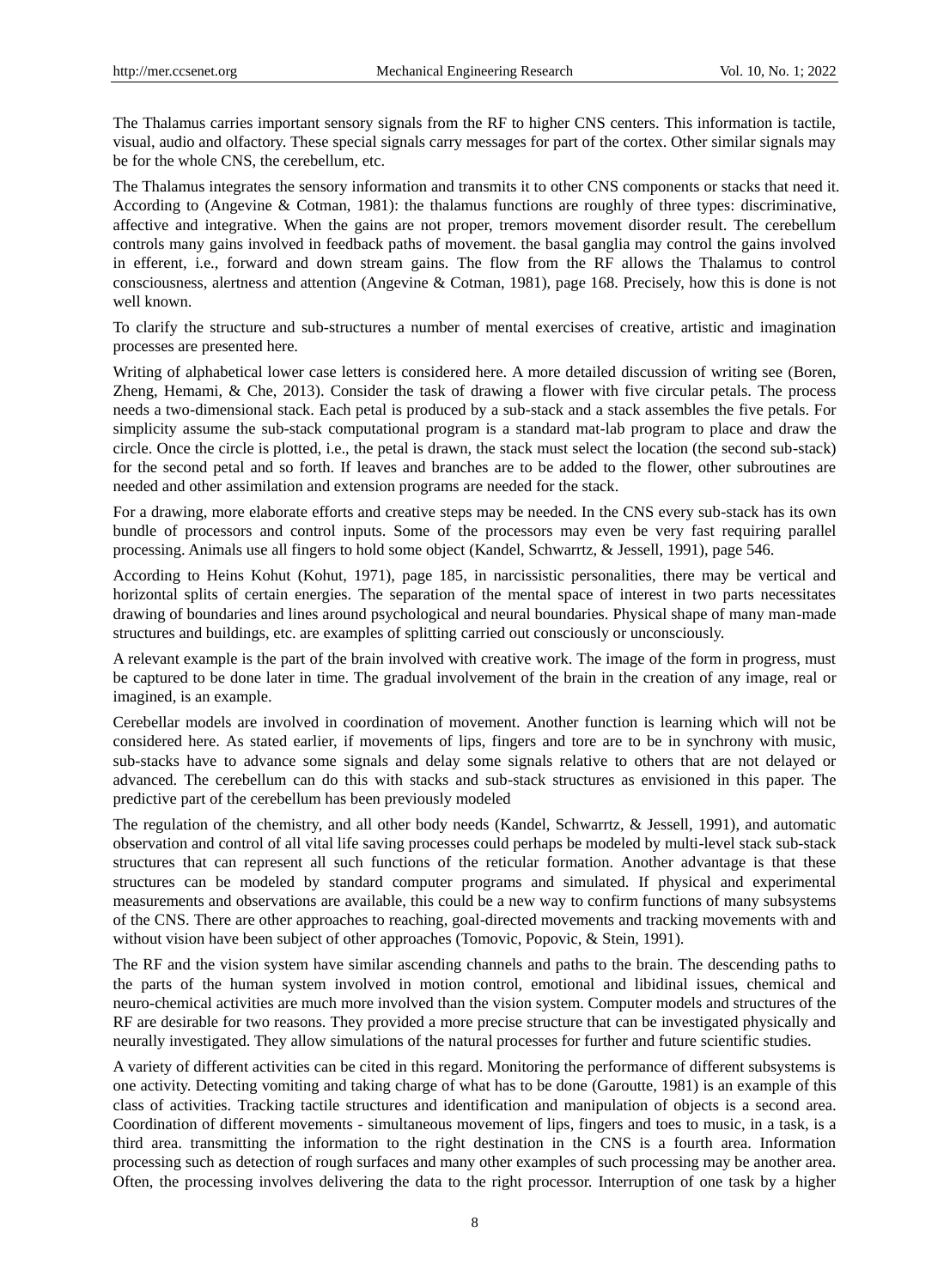The Thalamus carries important sensory signals from the RF to higher CNS centers. This information is tactile, visual, audio and olfactory. These special signals carry messages for part of the cortex. Other similar signals may be for the whole CNS, the cerebellum, etc.

The Thalamus integrates the sensory information and transmits it to other CNS components or stacks that need it. According to (Angevine & Cotman, 1981): the thalamus functions are roughly of three types: discriminative, affective and integrative. When the gains are not proper, tremors movement disorder result. The cerebellum controls many gains involved in feedback paths of movement. the basal ganglia may control the gains involved in efferent, i.e., forward and down stream gains. The flow from the RF allows the Thalamus to control consciousness, alertness and attention (Angevine & Cotman, 1981), page 168. Precisely, how this is done is not well known.

To clarify the structure and sub-structures a number of mental exercises of creative, artistic and imagination processes are presented here.

Writing of alphabetical lower case letters is considered here. A more detailed discussion of writing see (Boren, Zheng, Hemami, & Che, 2013). Consider the task of drawing a flower with five circular petals. The process needs a two-dimensional stack. Each petal is produced by a sub-stack and a stack assembles the five petals. For simplicity assume the sub-stack computational program is a standard mat-lab program to place and draw the circle. Once the circle is plotted, i.e., the petal is drawn, the stack must select the location (the second sub-stack) for the second petal and so forth. If leaves and branches are to be added to the flower, other subroutines are needed and other assimilation and extension programs are needed for the stack.

For a drawing, more elaborate efforts and creative steps may be needed. In the CNS every sub-stack has its own bundle of processors and control inputs. Some of the processors may even be very fast requiring parallel processing. Animals use all fingers to hold some object (Kandel, Schwarrtz, & Jessell, 1991), page 546.

According to Heins Kohut (Kohut, 1971), page 185, in narcissistic personalities, there may be vertical and horizontal splits of certain energies. The separation of the mental space of interest in two parts necessitates drawing of boundaries and lines around psychological and neural boundaries. Physical shape of many man-made structures and buildings, etc. are examples of splitting carried out consciously or unconsciously.

A relevant example is the part of the brain involved with creative work. The image of the form in progress, must be captured to be done later in time. The gradual involvement of the brain in the creation of any image, real or imagined, is an example.

Cerebellar models are involved in coordination of movement. Another function is learning which will not be considered here. As stated earlier, if movements of lips, fingers and tore are to be in synchrony with music, sub-stacks have to advance some signals and delay some signals relative to others that are not delayed or advanced. The cerebellum can do this with stacks and sub-stack structures as envisioned in this paper. The predictive part of the cerebellum has been previously modeled

The regulation of the chemistry, and all other body needs (Kandel, Schwarrtz, & Jessell, 1991), and automatic observation and control of all vital life saving processes could perhaps be modeled by multi-level stack sub-stack structures that can represent all such functions of the reticular formation. Another advantage is that these structures can be modeled by standard computer programs and simulated. If physical and experimental measurements and observations are available, this could be a new way to confirm functions of many subsystems of the CNS. There are other approaches to reaching, goal-directed movements and tracking movements with and without vision have been subject of other approaches (Tomovic, Popovic, & Stein, 1991).

The RF and the vision system have similar ascending channels and paths to the brain. The descending paths to the parts of the human system involved in motion control, emotional and libidinal issues, chemical and neuro-chemical activities are much more involved than the vision system. Computer models and structures of the RF are desirable for two reasons. They provided a more precise structure that can be investigated physically and neurally investigated. They allow simulations of the natural processes for further and future scientific studies.

A variety of different activities can be cited in this regard. Monitoring the performance of different subsystems is one activity. Detecting vomiting and taking charge of what has to be done (Garoutte, 1981) is an example of this class of activities. Tracking tactile structures and identification and manipulation of objects is a second area. Coordination of different movements - simultaneous movement of lips, fingers and toes to music, in a task, is a third area. transmitting the information to the right destination in the CNS is a fourth area. Information processing such as detection of rough surfaces and many other examples of such processing may be another area. Often, the processing involves delivering the data to the right processor. Interruption of one task by a higher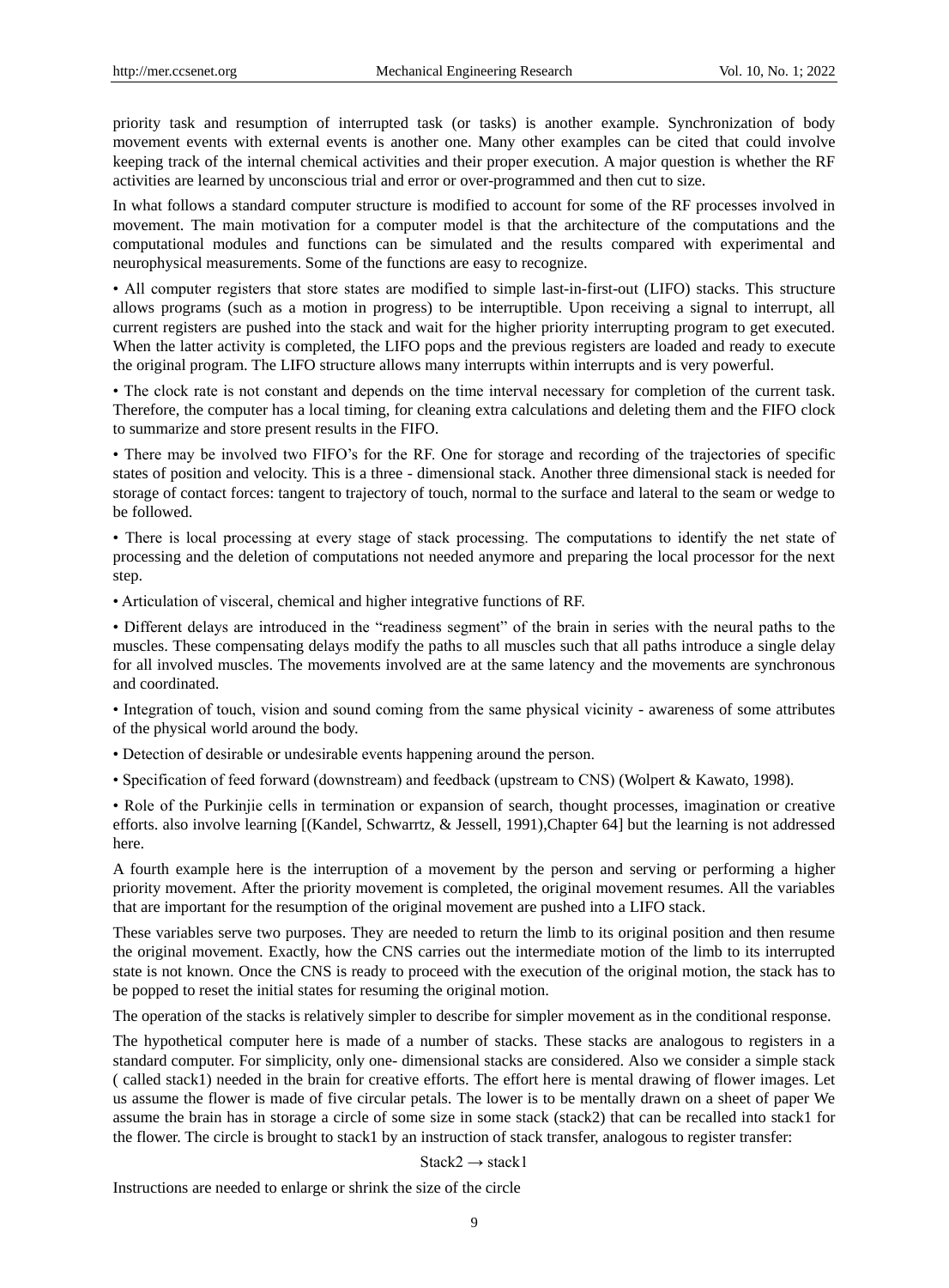priority task and resumption of interrupted task (or tasks) is another example. Synchronization of body movement events with external events is another one. Many other examples can be cited that could involve keeping track of the internal chemical activities and their proper execution. A major question is whether the RF activities are learned by unconscious trial and error or over-programmed and then cut to size.

In what follows a standard computer structure is modified to account for some of the RF processes involved in movement. The main motivation for a computer model is that the architecture of the computations and the computational modules and functions can be simulated and the results compared with experimental and neurophysical measurements. Some of the functions are easy to recognize.

- All computer registers that store states are modified to simple last-in-first-out (LIFO) stacks. This structure allows programs (such as a motion in progress) to be interruptible. Upon receiving a signal to interrupt, all current registers are pushed into the stack and wait for the higher priority interrupting program to get executed. When the latter activity is completed, the LIFO pops and the previous registers are loaded and ready to execute the original program. The LIFO structure allows many interrupts within interrupts and is very powerful.
- The clock rate is not constant and depends on the time interval necessary for completion of the current task. Therefore, the computer has a local timing, for cleaning extra calculations and deleting them and the FIFO clock to summarize and store present results in the FIFO.
- There may be involved two FIFO's for the RF. One for storage and recording of the trajectories of specific states of position and velocity. This is a three - dimensional stack. Another three dimensional stack is needed for storage of contact forces: tangent to trajectory of touch, normal to the surface and lateral to the seam or wedge to be followed.
- There is local processing at every stage of stack processing. The computations to identify the net state of processing and the deletion of computations not needed anymore and preparing the local processor for the next step.
- Articulation of visceral, chemical and higher integrative functions of RF.
- Different delays are introduced in the "readiness segment" of the brain in series with the neural paths to the muscles. These compensating delays modify the paths to all muscles such that all paths introduce a single delay for all involved muscles. The movements involved are at the same latency and the movements are synchronous and coordinated.
- Integration of touch, vision and sound coming from the same physical vicinity - awareness of some attributes of the physical world around the body.
- Detection of desirable or undesirable events happening around the person.
- Specification of feed forward (downstream) and feedback (upstream to CNS) (Wolpert & Kawato, 1998).
- Role of the Purkinjie cells in termination or expansion of search, thought processes, imagination or creative efforts. also involve learning [(Kandel, Schwarrtz, & Jessell, 1991),Chapter 64] but the learning is not addressed here.

A fourth example here is the interruption of a movement by the person and serving or performing a higher priority movement. After the priority movement is completed, the original movement resumes. All the variables that are important for the resumption of the original movement are pushed into a LIFO stack.

These variables serve two purposes. They are needed to return the limb to its original position and then resume the original movement. Exactly, how the CNS carries out the intermediate motion of the limb to its interrupted state is not known. Once the CNS is ready to proceed with the execution of the original motion, the stack has to be popped to reset the initial states for resuming the original motion.

The operation of the stacks is relatively simpler to describe for simpler movement as in the conditional response.

The hypothetical computer here is made of a number of stacks. These stacks are analogous to registers in a standard computer. For simplicity, only one- dimensional stacks are considered. Also we consider a simple stack ( called stack1) needed in the brain for creative efforts. The effort here is mental drawing of flower images. Let us assume the flower is made of five circular petals. The lower is to be mentally drawn on a sheet of paper We assume the brain has in storage a circle of some size in some stack (stack2) that can be recalled into stack1 for the flower. The circle is brought to stack1 by an instruction of stack transfer, analogous to register transfer:

$$\text{Stack2} \rightarrow \text{stack1}$$

Instructions are needed to enlarge or shrink the size of the circle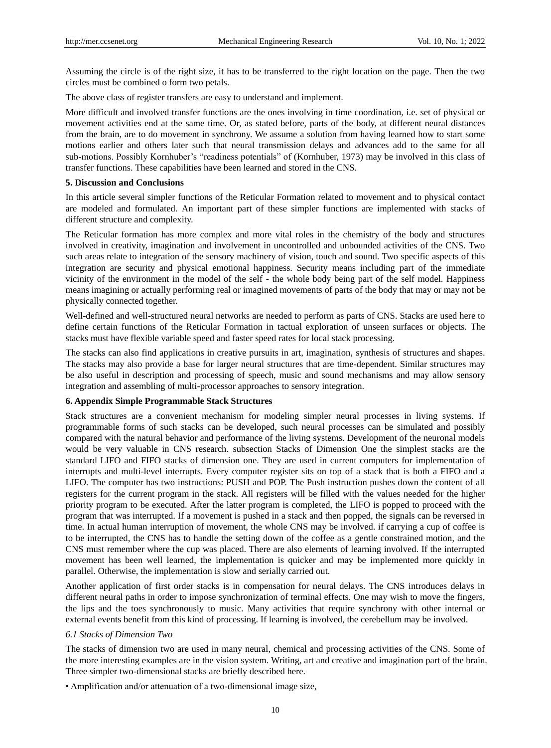Assuming the circle is of the right size, it has to be transferred to the right location on the page. Then the two circles must be combined o form two petals.

The above class of register transfers are easy to understand and implement.

More difficult and involved transfer functions are the ones involving in time coordination, i.e. set of physical or movement activities end at the same time. Or, as stated before, parts of the body, at different neural distances from the brain, are to do movement in synchrony. We assume a solution from having learned how to start some motions earlier and others later such that neural transmission delays and advances add to the same for all sub-motions. Possibly Kornhuber's "readiness potentials" of (Kornhuber, 1973) may be involved in this class of transfer functions. These capabilities have been learned and stored in the CNS.

## 5. Discussion and Conclusions

In this article several simpler functions of the Reticular Formation related to movement and to physical contact are modeled and formulated. An important part of these simpler functions are implemented with stacks of different structure and complexity.

The Reticular formation has more complex and more vital roles in the chemistry of the body and structures involved in creativity, imagination and involvement in uncontrolled and unbounded activities of the CNS. Two such areas relate to integration of the sensory machinery of vision, touch and sound. Two specific aspects of this integration are security and physical emotional happiness. Security means including part of the immediate vicinity of the environment in the model of the self - the whole body being part of the self model. Happiness means imagining or actually performing real or imagined movements of parts of the body that may or may not be physically connected together.

Well-defined and well-structured neural networks are needed to perform as parts of CNS. Stacks are used here to define certain functions of the Reticular Formation in tactual exploration of unseen surfaces or objects. The stacks must have flexible variable speed and faster speed rates for local stack processing.

The stacks can also find applications in creative pursuits in art, imagination, synthesis of structures and shapes. The stacks may also provide a base for larger neural structures that are time-dependent. Similar structures may be also useful in description and processing of speech, music and sound mechanisms and may allow sensory integration and assembling of multi-processor approaches to sensory integration.

## 6. Appendix Simple Programmable Stack Structures

Stack structures are a convenient mechanism for modeling simpler neural processes in living systems. If programmable forms of such stacks can be developed, such neural processes can be simulated and possibly compared with the natural behavior and performance of the living systems. Development of the neuronal models would be very valuable in CNS research. subsection Stacks of Dimension One the simplest stacks are the standard LIFO and FIFO stacks of dimension one. They are used in current computers for implementation of interrupts and multi-level interrupts. Every computer register sits on top of a stack that is both a FIFO and a LIFO. The computer has two instructions: PUSH and POP. The Push instruction pushes down the content of all registers for the current program in the stack. All registers will be filled with the values needed for the higher priority program to be executed. After the latter program is completed, the LIFO is popped to proceed with the program that was interrupted. If a movement is pushed in a stack and then popped, the signals can be reversed in time. In actual human interruption of movement, the whole CNS may be involved. if carrying a cup of coffee is to be interrupted, the CNS has to handle the setting down of the coffee as a gentle constrained motion, and the CNS must remember where the cup was placed. There are also elements of learning involved. If the interrupted movement has been well learned, the implementation is quicker and may be implemented more quickly in parallel. Otherwise, the implementation is slow and serially carried out.

Another application of first order stacks is in compensation for neural delays. The CNS introduces delays in different neural paths in order to impose synchronization of terminal effects. One may wish to move the fingers, the lips and the toes synchronously to music. Many activities that require synchrony with other internal or external events benefit from this kind of processing. If learning is involved, the cerebellum may be involved.

### *6.1 Stacks of Dimension Two*

The stacks of dimension two are used in many neural, chemical and processing activities of the CNS. Some of the more interesting examples are in the vision system. Writing, art and creative and imagination part of the brain. Three simpler two-dimensional stacks are briefly described here.

- Amplification and/or attenuation of a two-dimensional image size,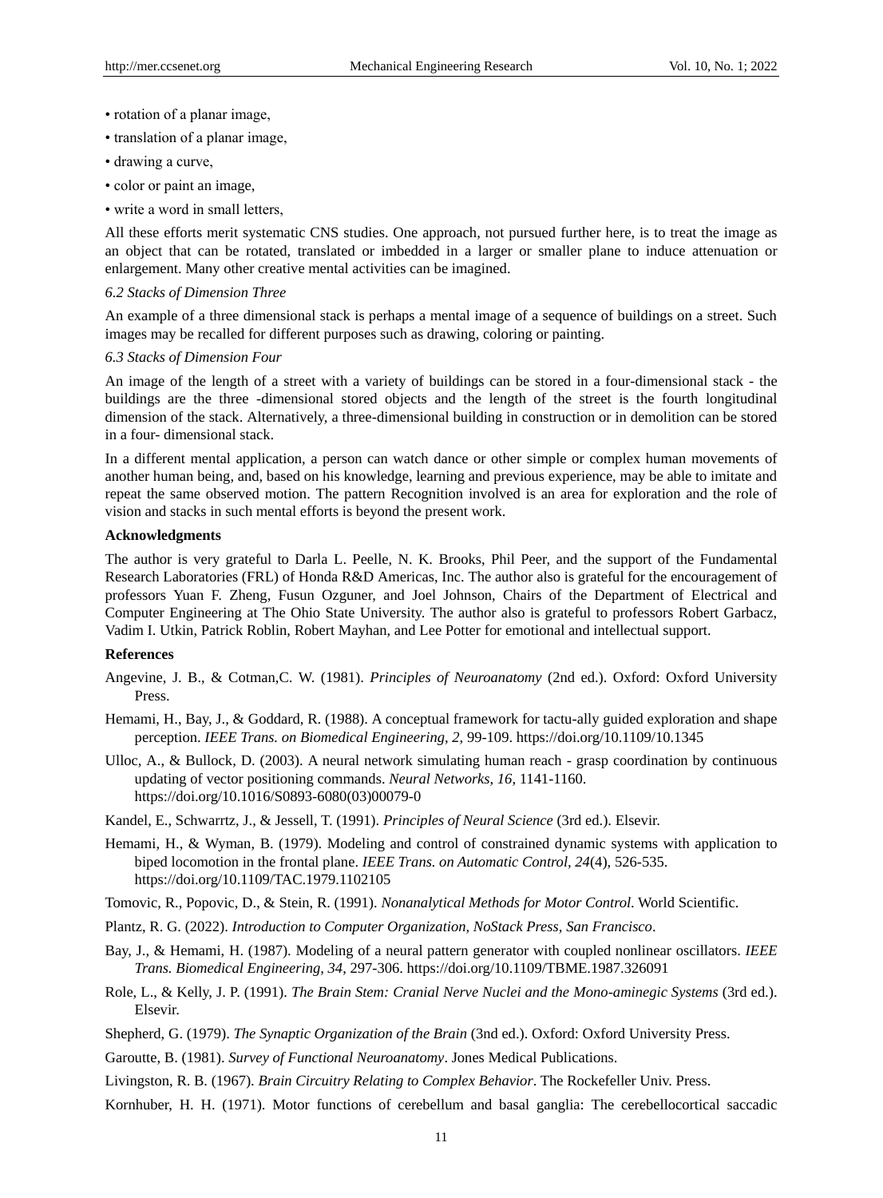- rotation of a planar image,
- translation of a planar image,
- drawing a curve,
- color or paint an image,
- write a word in small letters,

All these efforts merit systematic CNS studies. One approach, not pursued further here, is to treat the image as an object that can be rotated, translated or imbedded in a larger or smaller plane to induce attenuation or enlargement. Many other creative mental activities can be imagined.

### *6.2 Stacks of Dimension Three*

An example of a three dimensional stack is perhaps a mental image of a sequence of buildings on a street. Such images may be recalled for different purposes such as drawing, coloring or painting.

### *6.3 Stacks of Dimension Four*

An image of the length of a street with a variety of buildings can be stored in a four-dimensional stack - the buildings are the three -dimensional stored objects and the length of the street is the fourth longitudinal dimension of the stack. Alternatively, a three-dimensional building in construction or in demolition can be stored in a four- dimensional stack.

In a different mental application, a person can watch dance or other simple or complex human movements of another human being, and, based on his knowledge, learning and previous experience, may be able to imitate and repeat the same observed motion. The pattern Recognition involved is an area for exploration and the role of vision and stacks in such mental efforts is beyond the present work.

## Acknowledgments

The author is very grateful to Darla L. Peelle, N. K. Brooks, Phil Peer, and the support of the Fundamental Research Laboratories (FRL) of Honda R&D Americas, Inc. The author also is grateful for the encouragement of professors Yuan F. Zheng, Fusun Ozguner, and Joel Johnson, Chairs of the Department of Electrical and Computer Engineering at The Ohio State University. The author also is grateful to professors Robert Garbacz, Vadim I. Utkin, Patrick Roblin, Robert Mayhan, and Lee Potter for emotional and intellectual support.

## References

Angevine, J. B., & Cotman,C. W. (1981). *Principles of Neuroanatomy* (2nd ed.). Oxford: Oxford University Press.

Hemami, H., Bay, J., & Goddard, R. (1988). A conceptual framework for tactu-ally guided exploration and shape perception. *IEEE Trans. on Biomedical Engineering, 2*, 99-109. https://doi.org/10.1109/10.1345

Ulloc, A., & Bullock, D. (2003). A neural network simulating human reach - grasp coordination by continuous updating of vector positioning commands. *Neural Networks, 16*, 1141-1160. https://doi.org/10.1016/S0893-6080(03)00079-0

Kandel, E., Schwarrtz, J., & Jessell, T. (1991). *Principles of Neural Science* (3rd ed.). Elsevir.

Hemami, H., & Wyman, B. (1979). Modeling and control of constrained dynamic systems with application to biped locomotion in the frontal plane. *IEEE Trans. on Automatic Control, 24*(4), 526-535. https://doi.org/10.1109/TAC.1979.1102105

Tomovic, R., Popovic, D., & Stein, R. (1991). *Nonanalytical Methods for Motor Control*. World Scientific.

Plantz, R. G. (2022). *Introduction to Computer Organization, NoStack Press, San Francisco*.

Bay, J., & Hemami, H. (1987). Modeling of a neural pattern generator with coupled nonlinear oscillators. *IEEE Trans. Biomedical Engineering, 34*, 297-306. https://doi.org/10.1109/TBME.1987.326091

Role, L., & Kelly, J. P. (1991). *The Brain Stem: Cranial Nerve Nuclei and the Mono-aminegic Systems* (3rd ed.). Elsevir.

Shepherd, G. (1979). *The Synaptic Organization of the Brain* (3nd ed.). Oxford: Oxford University Press.

Garoutte, B. (1981). *Survey of Functional Neuroanatomy*. Jones Medical Publications.

Livingston, R. B. (1967). *Brain Circuitry Relating to Complex Behavior*. The Rockefeller Univ. Press.

Kornhuber, H. H. (1971). Motor functions of cerebellum and basal ganglia: The cerebellocortical saccadic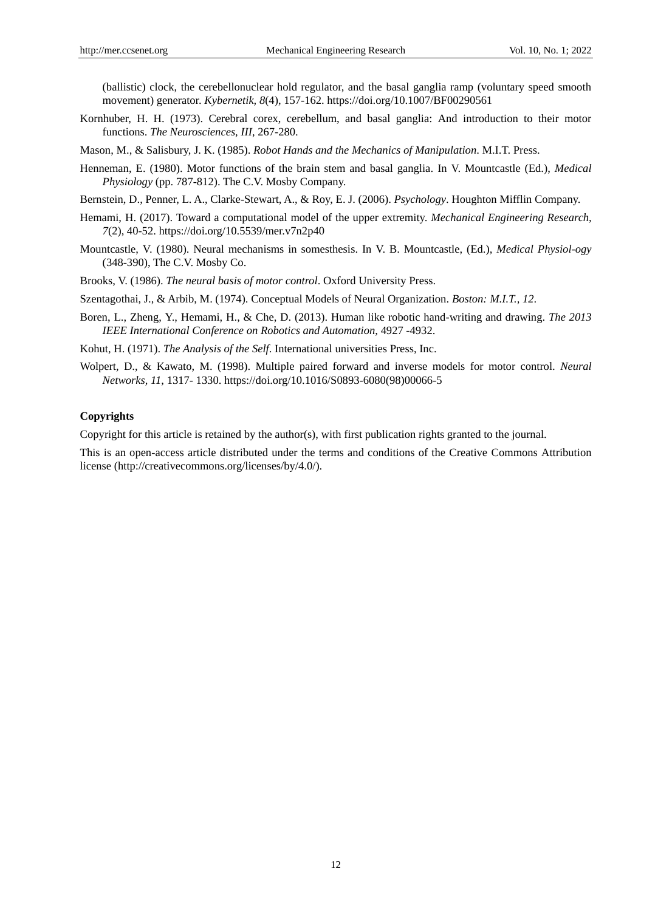(ballistic) clock, the cerebellonuclear hold regulator, and the basal ganglia ramp (voluntary speed smooth movement) generator. *Kybernetik, 8*(4), 157-162. https://doi.org/10.1007/BF00290561

Kornhuber, H. H. (1973). Cerebral corex, cerebellum, and basal ganglia: And introduction to their motor functions. *The Neurosciences*, *III*, 267-280.

Mason, M., & Salisbury, J. K. (1985). *Robot Hands and the Mechanics of Manipulation*. M.I.T. Press.

Henneman, E. (1980). Motor functions of the brain stem and basal ganglia. In V. Mountcastle (Ed.), *Medical Physiology* (pp. 787-812). The C.V. Mosby Company.

Bernstein, D., Penner, L. A., Clarke-Stewart, A., & Roy, E. J. (2006). *Psychology*. Houghton Mifflin Company.

Hemami, H. (2017). Toward a computational model of the upper extremity. *Mechanical Engineering Research*, *7*(2), 40-52. https://doi.org/10.5539/mer.v7n2p40

Mountcastle, V. (1980). Neural mechanisms in somesthesis. In V. B. Mountcastle, (Ed.), *Medical Physiol-ogy* (348-390), The C.V. Mosby Co.

Brooks, V. (1986). *The neural basis of motor control*. Oxford University Press.

Szentagothai, J., & Arbib, M. (1974). Conceptual Models of Neural Organization. *Boston: M.I.T., 12*.

Boren, L., Zheng, Y., Hemami, H., & Che, D. (2013). Human like robotic hand-writing and drawing. *The 2013 IEEE International Conference on Robotics and Automation*, 4927 -4932.

Kohut, H. (1971). *The Analysis of the Self*. International universities Press, Inc.

Wolpert, D., & Kawato, M. (1998). Multiple paired forward and inverse models for motor control. *Neural Networks, 11*, 1317- 1330. https://doi.org/10.1016/S0893-6080(98)00066-5

**Copyrights**

Copyright for this article is retained by the author(s), with first publication rights granted to the journal.

This is an open-access article distributed under the terms and conditions of the Creative Commons Attribution license (http://creativecommons.org/licenses/by/4.0/).